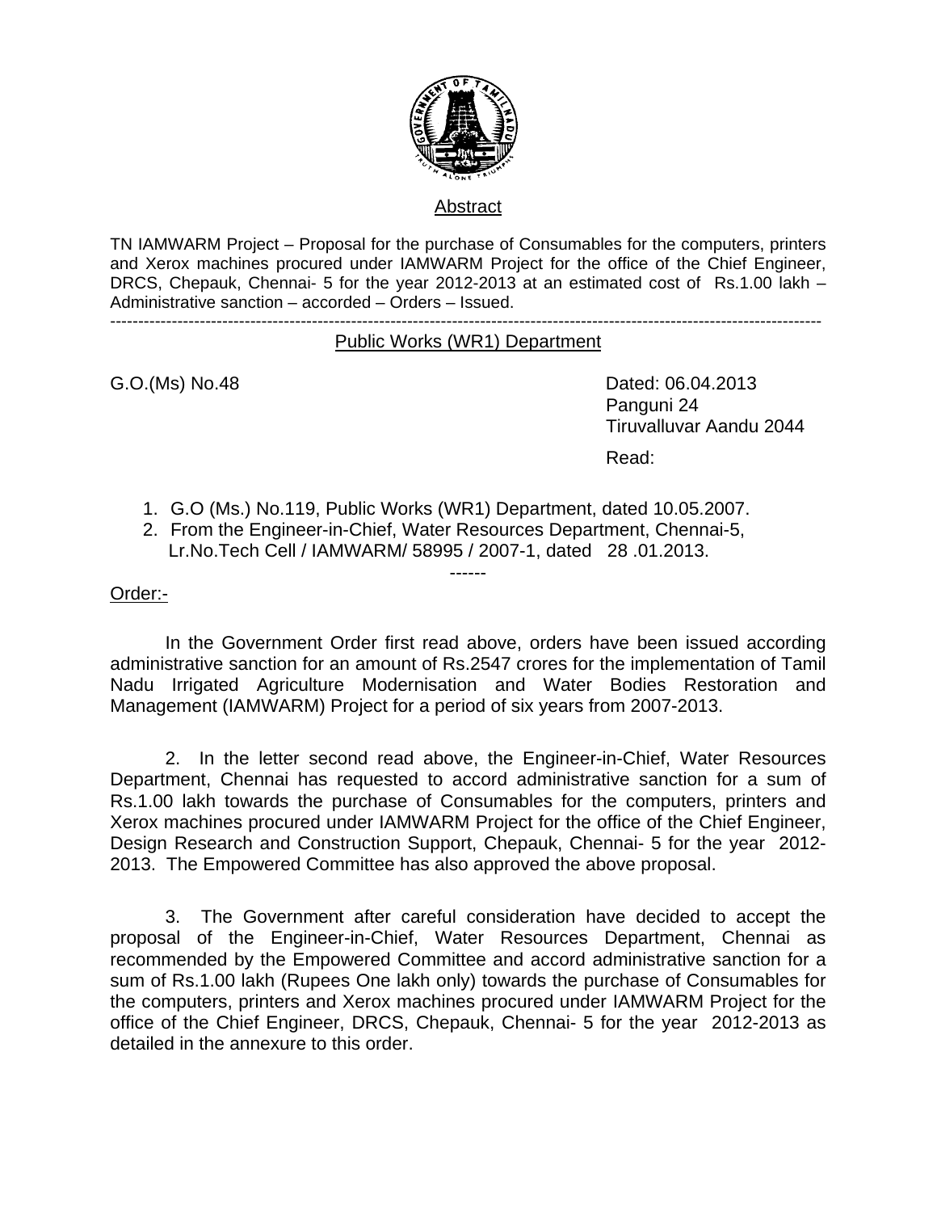## Abstract

TN IAMWARM Project – Proposal for the purchase of Consumables for the computers, printers and Xerox machines procured under IAMWARM Project for the office of the Chief Engineer, DRCS, Chepauk, Chennai- 5 for the year 2012-2013 at an estimated cost of Rs.1.00 lakh – Administrative sanction – accorded – Orders – Issued.

---

## Public Works (WR1) Department

G.O.(Ms) No.48

Dated: 06.04.2013
Panguni 24
Tiruvalluvar Aandu 2044

Read:

1. G.O (Ms.) No.119, Public Works (WR1) Department, dated 10.05.2007.
2. From the Engineer-in-Chief, Water Resources Department, Chennai-5, Lr.No.Tech Cell / IAMWARM/ 58995 / 2007-1, dated 28 .01.2013.

------

Order:-

In the Government Order first read above, orders have been issued according administrative sanction for an amount of Rs.2547 crores for the implementation of Tamil Nadu Irrigated Agriculture Modernisation and Water Bodies Restoration and Management (IAMWARM) Project for a period of six years from 2007-2013.

2. In the letter second read above, the Engineer-in-Chief, Water Resources Department, Chennai has requested to accord administrative sanction for a sum of Rs.1.00 lakh towards the purchase of Consumables for the computers, printers and Xerox machines procured under IAMWARM Project for the office of the Chief Engineer, Design Research and Construction Support, Chepauk, Chennai- 5 for the year 2012-2013. The Empowered Committee has also approved the above proposal.

3. The Government after careful consideration have decided to accept the proposal of the Engineer-in-Chief, Water Resources Department, Chennai as recommended by the Empowered Committee and accord administrative sanction for a sum of Rs.1.00 lakh (Rupees One lakh only) towards the purchase of Consumables for the computers, printers and Xerox machines procured under IAMWARM Project for the office of the Chief Engineer, DRCS, Chepauk, Chennai- 5 for the year 2012-2013 as detailed in the annexure to this order.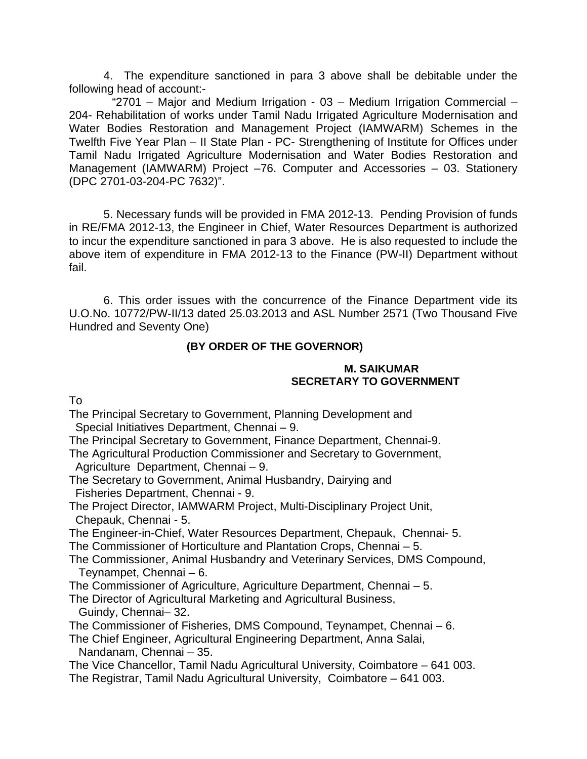4. The expenditure sanctioned in para 3 above shall be debitable under the following head of account:-

"2701 – Major and Medium Irrigation - 03 – Medium Irrigation Commercial – 204- Rehabilitation of works under Tamil Nadu Irrigated Agriculture Modernisation and Water Bodies Restoration and Management Project (IAMWARM) Schemes in the Twelfth Five Year Plan – II State Plan - PC- Strengthening of Institute for Offices under Tamil Nadu Irrigated Agriculture Modernisation and Water Bodies Restoration and Management (IAMWARM) Project –76. Computer and Accessories – 03. Stationery (DPC 2701-03-204-PC 7632)".

5. Necessary funds will be provided in FMA 2012-13. Pending Provision of funds in RE/FMA 2012-13, the Engineer in Chief, Water Resources Department is authorized to incur the expenditure sanctioned in para 3 above. He is also requested to include the above item of expenditure in FMA 2012-13 to the Finance (PW-II) Department without fail.

6. This order issues with the concurrence of the Finance Department vide its U.O.No. 10772/PW-II/13 dated 25.03.2013 and ASL Number 2571 (Two Thousand Five Hundred and Seventy One)

**(BY ORDER OF THE GOVERNOR)**

**M. SAIKUMAR**
**SECRETARY TO GOVERNMENT**

To

The Principal Secretary to Government, Planning Development and Special Initiatives Department, Chennai – 9.
The Principal Secretary to Government, Finance Department, Chennai-9.
The Agricultural Production Commissioner and Secretary to Government, Agriculture Department, Chennai – 9.
The Secretary to Government, Animal Husbandry, Dairying and Fisheries Department, Chennai - 9.
The Project Director, IAMWARM Project, Multi-Disciplinary Project Unit, Chepauk, Chennai - 5.
The Engineer-in-Chief, Water Resources Department, Chepauk, Chennai- 5.
The Commissioner of Horticulture and Plantation Crops, Chennai – 5.
The Commissioner, Animal Husbandry and Veterinary Services, DMS Compound, Teynampet, Chennai – 6.
The Commissioner of Agriculture, Agriculture Department, Chennai – 5.
The Director of Agricultural Marketing and Agricultural Business, Guindy, Chennai– 32.
The Commissioner of Fisheries, DMS Compound, Teynampet, Chennai – 6.
The Chief Engineer, Agricultural Engineering Department, Anna Salai, Nandanam, Chennai – 35.
The Vice Chancellor, Tamil Nadu Agricultural University, Coimbatore – 641 003.
The Registrar, Tamil Nadu Agricultural University, Coimbatore – 641 003.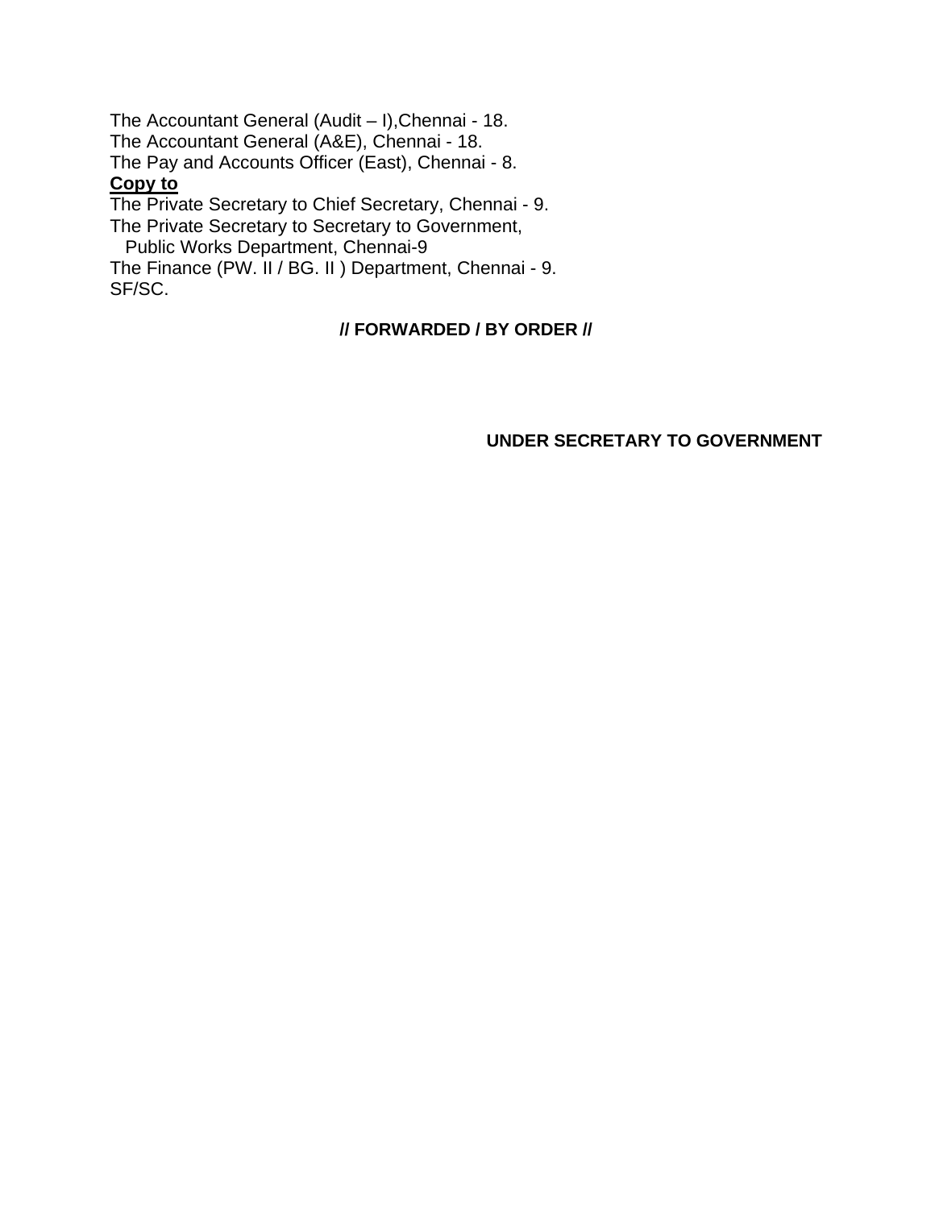The Accountant General (Audit – I),Chennai - 18.
The Accountant General (A&E), Chennai - 18.
The Pay and Accounts Officer (East), Chennai - 8.

**Copy to**

The Private Secretary to Chief Secretary, Chennai - 9.
The Private Secretary to Secretary to Government,
Public Works Department, Chennai-9
The Finance (PW. II / BG. II ) Department, Chennai - 9.
SF/SC.

**// FORWARDED / BY ORDER //**

**UNDER SECRETARY TO GOVERNMENT**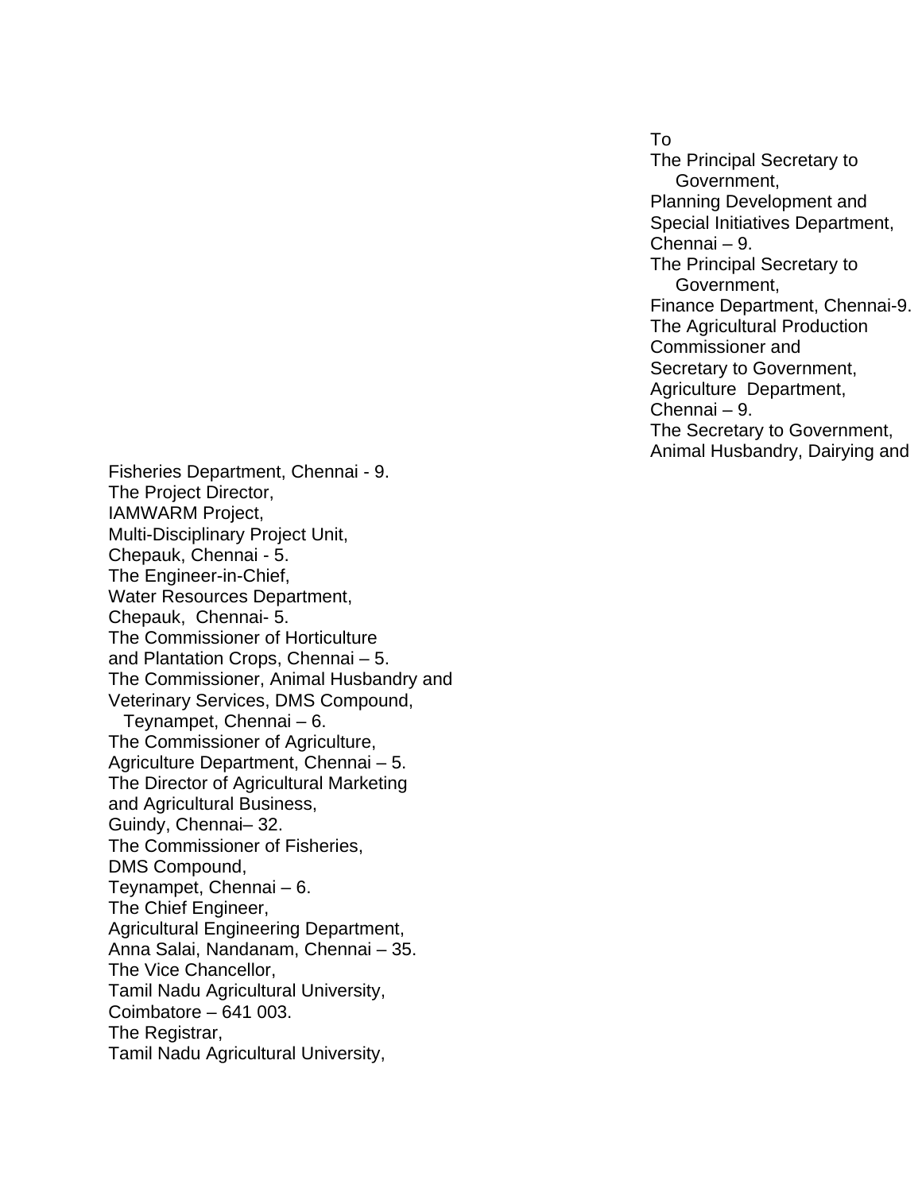To
The Principal Secretary to
Government,
Planning Development and
Special Initiatives Department,
Chennai – 9.
The Principal Secretary to
Government,
Finance Department, Chennai-9.
The Agricultural Production
Commissioner and
Secretary to Government,
Agriculture Department,
Chennai – 9.
The Secretary to Government,
Animal Husbandry, Dairying and
Fisheries Department, Chennai - 9.
The Project Director,
IAMWARM Project,
Multi-Disciplinary Project Unit,
Chepauk, Chennai - 5.
The Engineer-in-Chief,
Water Resources Department,
Chepauk, Chennai- 5.
The Commissioner of Horticulture
and Plantation Crops, Chennai – 5.
The Commissioner, Animal Husbandry and
Veterinary Services, DMS Compound,
Teynampet, Chennai – 6.
The Commissioner of Agriculture,
Agriculture Department, Chennai – 5.
The Director of Agricultural Marketing
and Agricultural Business,
Guindy, Chennai– 32.
The Commissioner of Fisheries,
DMS Compound,
Teynampet, Chennai – 6.
The Chief Engineer,
Agricultural Engineering Department,
Anna Salai, Nandanam, Chennai – 35.
The Vice Chancellor,
Tamil Nadu Agricultural University,
Coimbatore – 641 003.
The Registrar,
Tamil Nadu Agricultural University,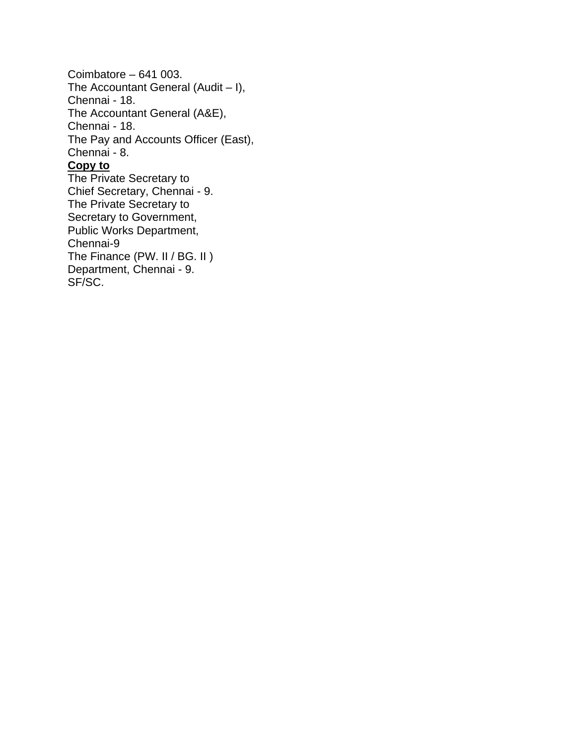Coimbatore – 641 003.
The Accountant General (Audit – I),
Chennai - 18.
The Accountant General (A&E),
Chennai - 18.
The Pay and Accounts Officer (East),
Chennai - 8.

**Copy to**

The Private Secretary to
Chief Secretary, Chennai - 9.
The Private Secretary to
Secretary to Government,
Public Works Department,
Chennai-9
The Finance (PW. II / BG. II )
Department, Chennai - 9.
SF/SC.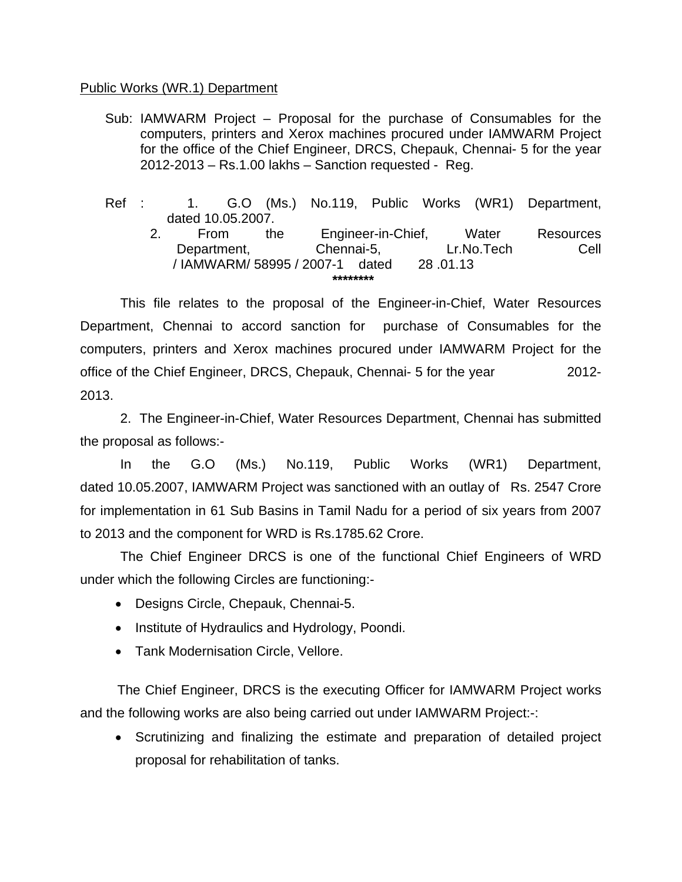Public Works (WR.1) Department

Sub: IAMWARM Project – Proposal for the purchase of Consumables for the computers, printers and Xerox machines procured under IAMWARM Project for the office of the Chief Engineer, DRCS, Chepauk, Chennai- 5 for the year 2012-2013 – Rs.1.00 lakhs – Sanction requested - Reg.

Ref : 1. G.O (Ms.) No.119, Public Works (WR1) Department, dated 10.05.2007.
2. From the Engineer-in-Chief, Water Resources Department, Chennai-5, Lr.No.Tech Cell / IAMWARM/ 58995 / 2007-1 dated 28 .01.13

********

This file relates to the proposal of the Engineer-in-Chief, Water Resources Department, Chennai to accord sanction for purchase of Consumables for the computers, printers and Xerox machines procured under IAMWARM Project for the office of the Chief Engineer, DRCS, Chepauk, Chennai- 5 for the year 2012-2013.

2. The Engineer-in-Chief, Water Resources Department, Chennai has submitted the proposal as follows:-

In the G.O (Ms.) No.119, Public Works (WR1) Department, dated 10.05.2007, IAMWARM Project was sanctioned with an outlay of Rs. 2547 Crore for implementation in 61 Sub Basins in Tamil Nadu for a period of six years from 2007 to 2013 and the component for WRD is Rs.1785.62 Crore.

The Chief Engineer DRCS is one of the functional Chief Engineers of WRD under which the following Circles are functioning:-

- Designs Circle, Chepauk, Chennai-5.
- Institute of Hydraulics and Hydrology, Poondi.
- Tank Modernisation Circle, Vellore.

The Chief Engineer, DRCS is the executing Officer for IAMWARM Project works and the following works are also being carried out under IAMWARM Project:-:

- Scrutinizing and finalizing the estimate and preparation of detailed project proposal for rehabilitation of tanks.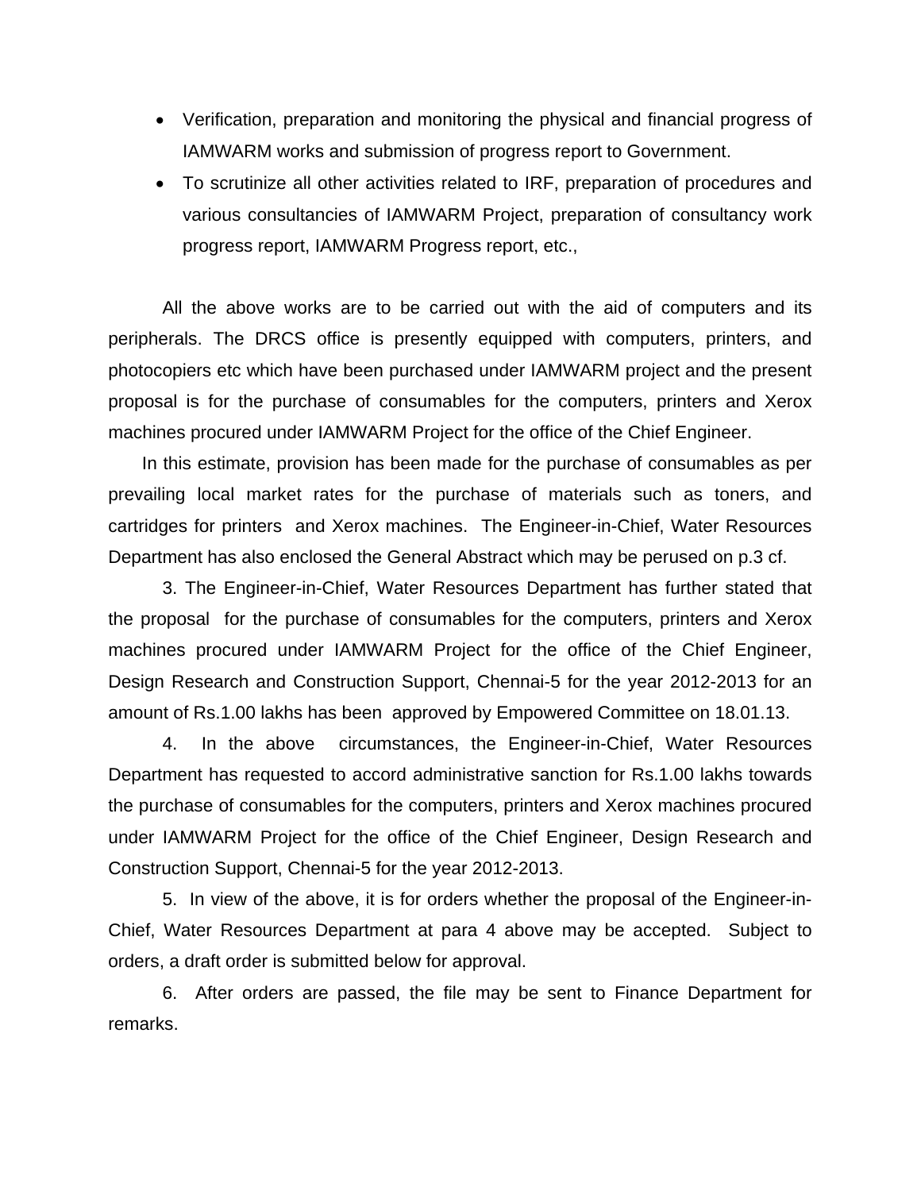- Verification, preparation and monitoring the physical and financial progress of IAMWARM works and submission of progress report to Government.
- To scrutinize all other activities related to IRF, preparation of procedures and various consultancies of IAMWARM Project, preparation of consultancy work progress report, IAMWARM Progress report, etc.,

All the above works are to be carried out with the aid of computers and its peripherals. The DRCS office is presently equipped with computers, printers, and photocopiers etc which have been purchased under IAMWARM project and the present proposal is for the purchase of consumables for the computers, printers and Xerox machines procured under IAMWARM Project for the office of the Chief Engineer.

In this estimate, provision has been made for the purchase of consumables as per prevailing local market rates for the purchase of materials such as toners, and cartridges for printers and Xerox machines. The Engineer-in-Chief, Water Resources Department has also enclosed the General Abstract which may be perused on p.3 cf.

3. The Engineer-in-Chief, Water Resources Department has further stated that the proposal for the purchase of consumables for the computers, printers and Xerox machines procured under IAMWARM Project for the office of the Chief Engineer, Design Research and Construction Support, Chennai-5 for the year 2012-2013 for an amount of Rs.1.00 lakhs has been approved by Empowered Committee on 18.01.13.

4. In the above circumstances, the Engineer-in-Chief, Water Resources Department has requested to accord administrative sanction for Rs.1.00 lakhs towards the purchase of consumables for the computers, printers and Xerox machines procured under IAMWARM Project for the office of the Chief Engineer, Design Research and Construction Support, Chennai-5 for the year 2012-2013.

5. In view of the above, it is for orders whether the proposal of the Engineer-in-Chief, Water Resources Department at para 4 above may be accepted. Subject to orders, a draft order is submitted below for approval.

6. After orders are passed, the file may be sent to Finance Department for remarks.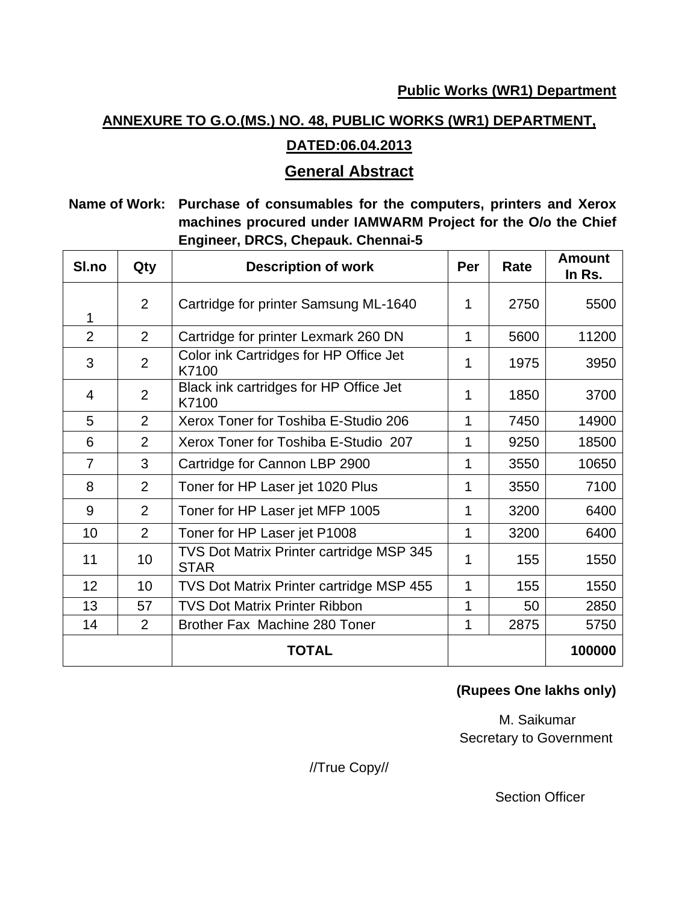**Public Works (WR1) Department**

**ANNEXURE TO G.O.(MS.) NO. 48, PUBLIC WORKS (WR1) DEPARTMENT,**

**DATED:06.04.2013**

## General Abstract

**Name of Work:** **Purchase of consumables for the computers, printers and Xerox machines procured under IAMWARM Project for the O/o the Chief Engineer, DRCS, Chepauk. Chennai-5**

| Sl.no | Qty | Description of work | Per | Rate | Amount In Rs. |
|---|---|---|---|---|---|
| 1 | 2 | Cartridge for printer Samsung ML-1640 | 1 | 2750 | 5500 |
| 2 | 2 | Cartridge for printer Lexmark 260 DN | 1 | 5600 | 11200 |
| 3 | 2 | Color ink Cartridges for HP Office Jet K7100 | 1 | 1975 | 3950 |
| 4 | 2 | Black ink cartridges for HP Office Jet K7100 | 1 | 1850 | 3700 |
| 5 | 2 | Xerox Toner for Toshiba E-Studio 206 | 1 | 7450 | 14900 |
| 6 | 2 | Xerox Toner for Toshiba E-Studio 207 | 1 | 9250 | 18500 |
| 7 | 3 | Cartridge for Cannon LBP 2900 | 1 | 3550 | 10650 |
| 8 | 2 | Toner for HP Laser jet 1020 Plus | 1 | 3550 | 7100 |
| 9 | 2 | Toner for HP Laser jet MFP 1005 | 1 | 3200 | 6400 |
| 10 | 2 | Toner for HP Laser jet P1008 | 1 | 3200 | 6400 |
| 11 | 10 | TVS Dot Matrix Printer cartridge MSP 345 STAR | 1 | 155 | 1550 |
| 12 | 10 | TVS Dot Matrix Printer cartridge MSP 455 | 1 | 155 | 1550 |
| 13 | 57 | TVS Dot Matrix Printer Ribbon | 1 | 50 | 2850 |
| 14 | 2 | Brother Fax Machine 280 Toner | 1 | 2875 | 5750 |
| | | **TOTAL** | | | **100000** |

**(Rupees One lakhs only)**

M. Saikumar
Secretary to Government

//True Copy//

Section Officer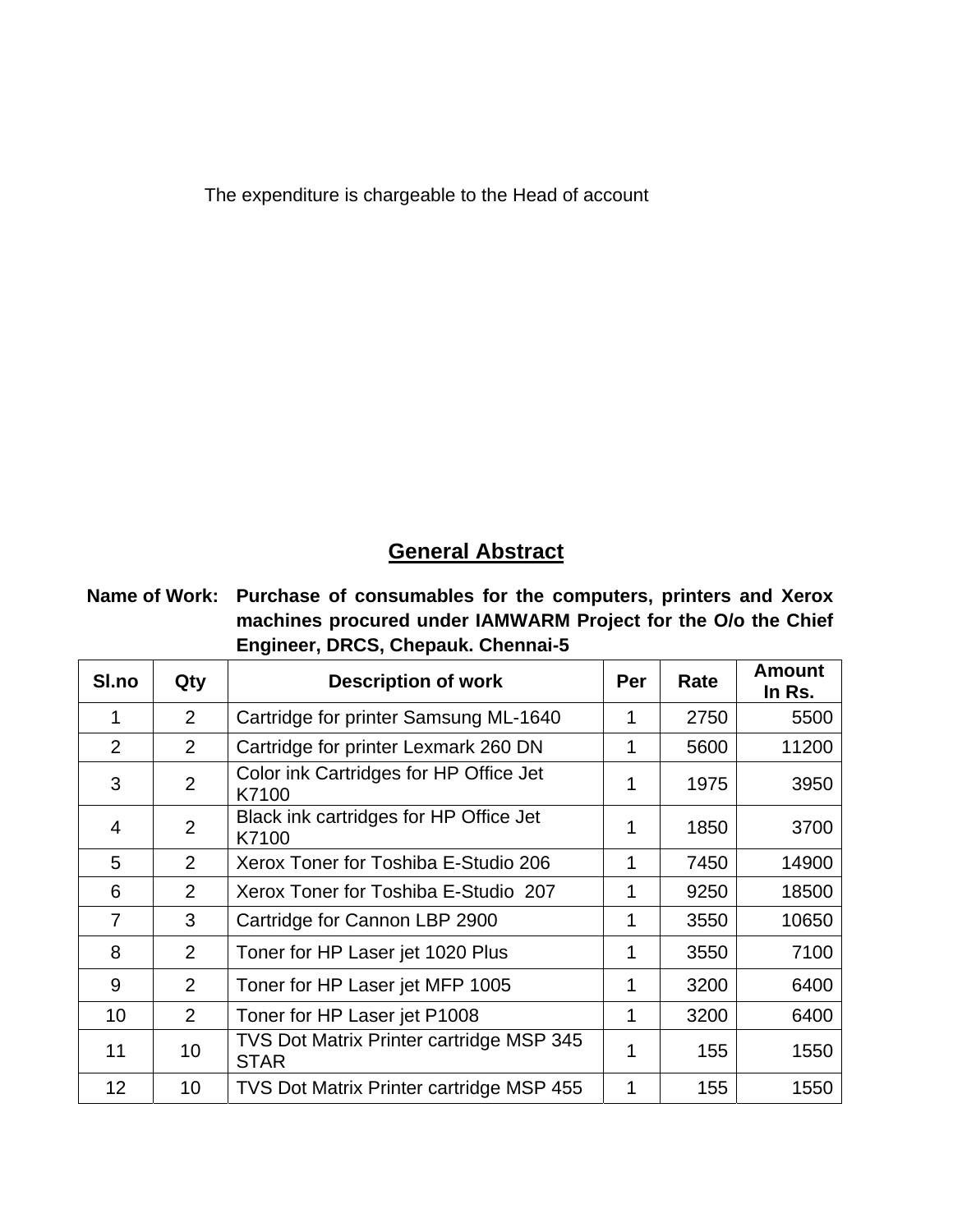The expenditure is chargeable to the Head of account

## General Abstract

**Name of Work:** **Purchase of consumables for the computers, printers and Xerox machines procured under IAMWARM Project for the O/o the Chief Engineer, DRCS, Chepauk. Chennai-5**

| Sl.no | Qty | Description of work | Per | Rate | Amount In Rs. |
|---|---|---|---|---|---|
| 1 | 2 | Cartridge for printer Samsung ML-1640 | 1 | 2750 | 5500 |
| 2 | 2 | Cartridge for printer Lexmark 260 DN | 1 | 5600 | 11200 |
| 3 | 2 | Color ink Cartridges for HP Office Jet K7100 | 1 | 1975 | 3950 |
| 4 | 2 | Black ink cartridges for HP Office Jet K7100 | 1 | 1850 | 3700 |
| 5 | 2 | Xerox Toner for Toshiba E-Studio 206 | 1 | 7450 | 14900 |
| 6 | 2 | Xerox Toner for Toshiba E-Studio 207 | 1 | 9250 | 18500 |
| 7 | 3 | Cartridge for Cannon LBP 2900 | 1 | 3550 | 10650 |
| 8 | 2 | Toner for HP Laser jet 1020 Plus | 1 | 3550 | 7100 |
| 9 | 2 | Toner for HP Laser jet MFP 1005 | 1 | 3200 | 6400 |
| 10 | 2 | Toner for HP Laser jet P1008 | 1 | 3200 | 6400 |
| 11 | 10 | TVS Dot Matrix Printer cartridge MSP 345 STAR | 1 | 155 | 1550 |
| 12 | 10 | TVS Dot Matrix Printer cartridge MSP 455 | 1 | 155 | 1550 |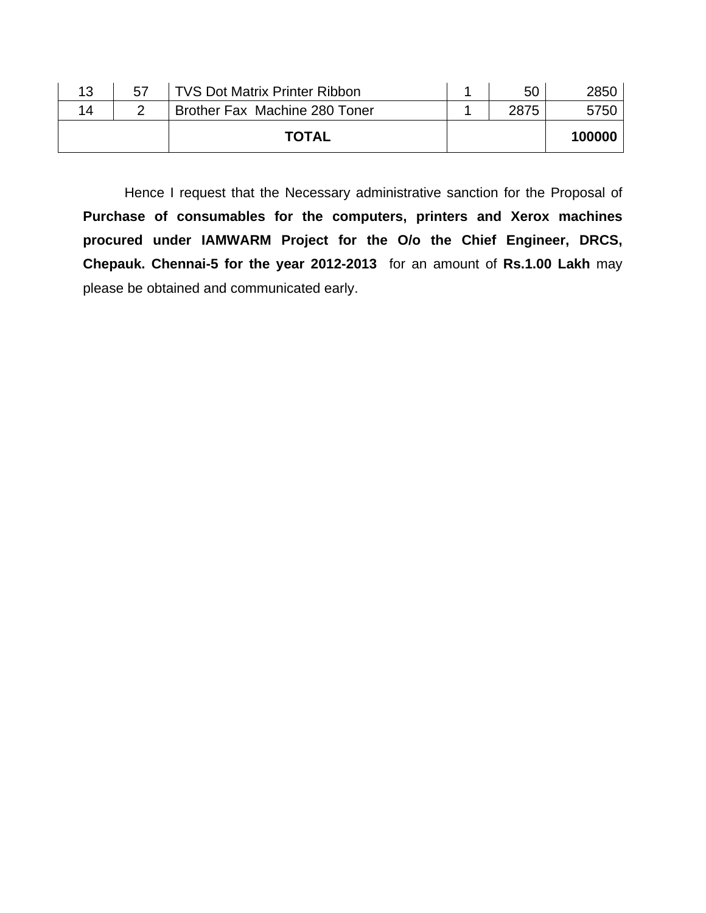| | | | | | |
|---|---|---|---|---|---|
| 13 | 57 | TVS Dot Matrix Printer Ribbon | 1 | 50 | 2850 |
| 14 | 2 | Brother Fax Machine 280 Toner | 1 | 2875 | 5750 |
| | | **TOTAL** | | | **100000** |

Hence I request that the Necessary administrative sanction for the Proposal of **Purchase of consumables for the computers, printers and Xerox machines procured under IAMWARM Project for the O/o the Chief Engineer, DRCS, Chepauk. Chennai-5 for the year 2012-2013** for an amount of **Rs.1.00 Lakh** may please be obtained and communicated early.